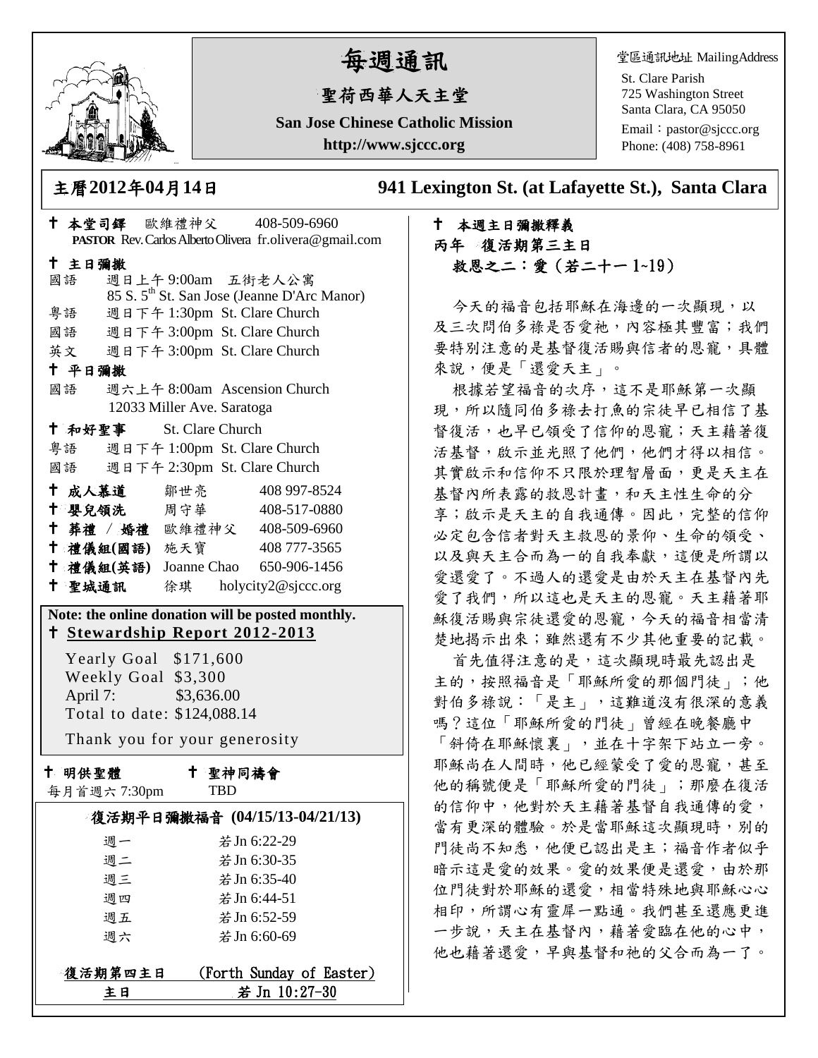# 每週通訊

## 聖荷西華人天主堂

**San Jose Chinese Catholic Mission**

**http://www.sjccc.org**

堂區通訊地址 MailingAddress

St. Clare Parish
725 Washington Street
Santa Clara, CA 95050
Email：pastor@sjccc.org
Phone: (408) 758-8961

**主曆2012年04月14日　　941 Lexington St. (at Lafayette St.), Santa Clara**

✝ **本堂司鐸** 歐維禮神父 408-509-6960
**PASTOR** Rev. Carlos Alberto Olivera fr.olivera@gmail.com

✝ **主日彌撒**

國語 週日上午 9:00am 五街老人公寓
85 S. 5th St. San Jose (Jeanne D'Arc Manor)

粵語 週日下午 1:30pm St. Clare Church

國語 週日下午 3:00pm St. Clare Church

英文 週日下午 3:00pm St. Clare Church

✝ **平日彌撒**

國語 週六上午 8:00am Ascension Church
12033 Miller Ave. Saratoga

✝ **和好聖事** St. Clare Church

粵語 週日下午 1:00pm St. Clare Church

國語 週日下午 2:30pm St. Clare Church

✝ **成人慕道** 鄒世亮 408 997-8524

✝ **嬰兒領洗** 周守華 408-517-0880

✝ **葬禮 / 婚禮** 歐維禮神父 408-509-6960

✝ **禮儀組(國語)** 施天寶 408 777-3565

✝ **禮儀組(英語)** Joanne Chao 650-906-1456

✝ **聖城通訊** 徐琪 holycity2@sjccc.org

**Note: the online donation will be posted monthly.**

✝ **Stewardship Report 2012-2013**

Yearly Goal $171,600
Weekly Goal $3,300
April 7: $3,636.00
Total to date: $124,088.14

Thank you for your generosity

✝ **明供聖體**
每月首週六 7:30pm

✝ **聖神同禱會**
TBD

**復活期平日彌撒福音 (04/15/13-04/21/13)**

| | |
|---|---|
| 週一 | 若 Jn 6:22-29 |
| 週二 | 若 Jn 6:30-35 |
| 週三 | 若 Jn 6:35-40 |
| 週四 | 若 Jn 6:44-51 |
| 週五 | 若 Jn 6:52-59 |
| 週六 | 若 Jn 6:60-69 |

**復活期第四主日　(Forth Sunday of Easter)**
**主日　　若 Jn 10:27-30**

✝ **本週主日彌撒釋義**

**丙年 復活期第三主日**

**救恩之二：愛（若二十一 1~19）**

今天的福音包括耶穌在海邊的一次顯現，以及三次問伯多祿是否愛祂，內容極其豐富；我們要特別注意的是基督復活賜與信者的恩寵，具體來說，便是「還愛天主」。

根據若望福音的次序，這不是耶穌第一次顯現，所以隨同伯多祿去打魚的宗徒早已相信了基督復活，也早已領受了信仰的恩寵；天主藉著復活基督，啟示並光照了他們，他們才得以相信。其實啟示和信仰不只限於理智層面，更是天主在基督內所表露的救恩計畫，和天主性生命的分享；啟示是天主的自我通傳。因此，完整的信仰必定包含信者對天主救恩的景仰、生命的領受、以及與天主合而為一的自我奉獻，這便是所謂以愛還愛了。不過人的還愛是由於天主在基督內先愛了我們，所以這也是天主的恩寵。天主藉著耶穌復活賜與宗徒還愛的恩寵，今天的福音相當清楚地揭示出來；雖然還有不少其他重要的記載。

首先值得注意的是，這次顯現時最先認出是主的，按照福音是「耶穌所愛的那個門徒」；他對伯多祿說：「是主」，這難道沒有很深的意義嗎？這位「耶穌所愛的門徒」曾經在晚餐廳中「斜倚在耶穌懷裏」，並在十字架下站立一旁。耶穌尚在人間時，他已經蒙受了愛的恩寵，甚至他的稱號便是「耶穌所愛的門徒」；那麼在復活的信仰中，他對於天主藉著基督自我通傳的愛，當有更深的體驗。於是當耶穌這次顯現時，別的門徒尚不知悉，他便已認出是主；福音作者似乎暗示這是愛的效果。愛的效果便是還愛，由於那位門徒對於耶穌的還愛，相當特殊地與耶穌心心相印，所謂心有靈犀一點通。我們甚至還應更進一步說，天主在基督內，藉著愛臨在他的心中，他也藉著還愛，早與基督和祂的父合而為一了。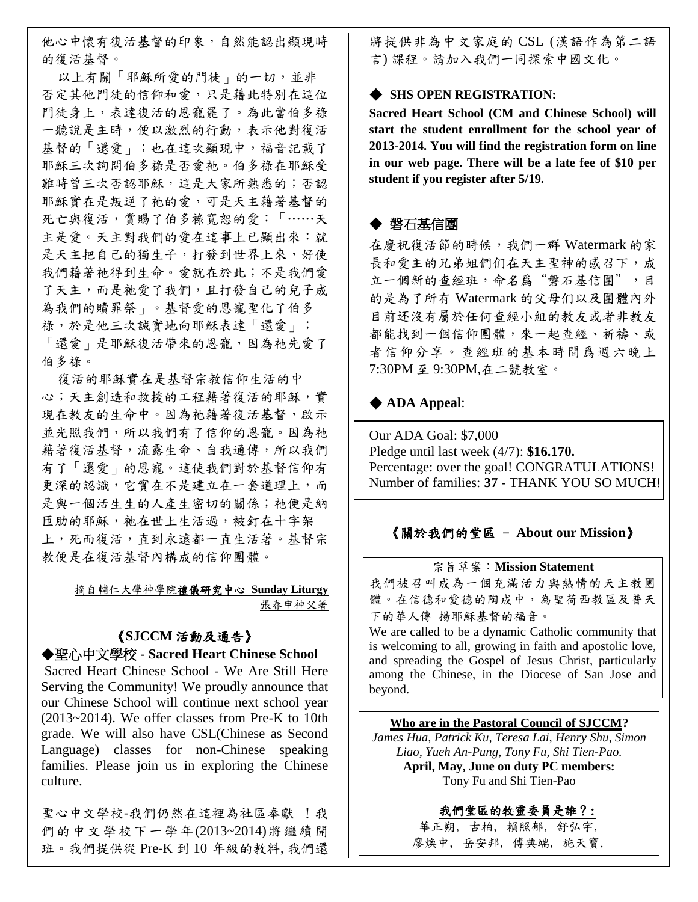他心中懷有復活基督的印象，自然能認出顯現時的復活基督。

以上有關「耶穌所愛的門徒」的一切，並非否定其他門徒的信仰和愛，只是藉此特別在這位門徒身上，表達復活的恩寵罷了。為此當伯多祿一聽說是主時，便以激烈的行動，表示他對復活基督的「還愛」；也在這次顯現中，福音記載了耶穌三次詢問伯多祿是否愛祂。伯多祿在耶穌受難時曾三次否認耶穌，這是大家所熟悉的；否認耶穌實在是叛逆了祂的愛，可是天主藉著基督的死亡與復活，賞賜了伯多祿寬恕的愛：「……天主是愛。天主對我們的愛在這事上已顯出來：就是天主把自己的獨生子，打發到世界上來，好使我們藉著祂得到生命。愛就在於此；不是我們愛了天主，而是祂愛了我們，且打發自己的兒子成為我們的贖罪祭」。基督愛的恩寵聖化了伯多祿，於是他三次誠實地向耶穌表達「還愛」；「還愛」是耶穌復活帶來的恩寵，因為祂先愛了伯多祿。

復活的耶穌實在是基督宗教信仰生活的中心；天主創造和救援的工程藉著復活的耶穌，實現在教友的生命中。因為祂藉著復活基督，啟示並光照我們，所以我們有了信仰的恩寵。因為祂藉著復活基督，流露生命、自我通傳，所以我們有了「還愛」的恩寵。這使我們對於基督信仰有更深的認識，它實在不是建立在一套道理上，而是與一個活生生的人產生密切的關係；祂便是納匝肋的耶穌，祂在世上生活過，被釘在十字架上，死而復活，直到永遠都一直生活著。基督宗教便是在復活基督內構成的信仰團體。

摘自輔仁大學神學院**禮儀研究中心 Sunday Liturgy**
張春申神父著

## 《SJCCM 活動及通告》

### ◆聖心中文學校 - Sacred Heart Chinese School

Sacred Heart Chinese School - We Are Still Here Serving the Community! We proudly announce that our Chinese School will continue next school year (2013~2014). We offer classes from Pre-K to 10th grade. We will also have CSL(Chinese as Second Language) classes for non-Chinese speaking families. Please join us in exploring the Chinese culture.

聖心中文學校-我們仍然在這裡為社區奉獻 ！我們的中文學校下一學年(2013~2014)將繼續開班。我們提供從 Pre-K 到 10 年級的教料, 我們還將提供非為中文家庭的 CSL (漢語作為第二語言) 課程。請加入我們一同探索中國文化。

### ◆ SHS OPEN REGISTRATION:

**Sacred Heart School (CM and Chinese School) will start the student enrollment for the school year of 2013-2014. You will find the registration form on line in our web page. There will be a late fee of $10 per student if you register after 5/19.**

### ◆ 磐石基信團

在慶祝復活節的時候，我們一群 Watermark 的家長和愛主的兄弟姐們們在天主聖神的感召下，成立一個新的查經班，命名爲“磐石基信團”，目的是為了所有 Watermark 的父母們以及團體內外目前还没有屬於任何查經小組的教友或者非教友都能找到一個信仰團體，來一起查經、祈禱、或者信仰分享。查經班的基本時間爲週六晚上 7:30PM 至 9:30PM,在二號教室。

### ◆ ADA Appeal:

Our ADA Goal: $7,000
Pledge until last week (4/7): **$16.170.**
Percentage: over the goal! CONGRATULATIONS!
Number of families: **37** - THANK YOU SO MUCH!

## 《關於我們的堂區 – About our Mission》

宗旨草案：**Mission Statement**

我們被召叫成為一個充滿活力與熱情的天主教團體。在信德和愛德的陶成中，為聖荷西教區及普天下的華人傳 揚耶穌基督的福音。

We are called to be a dynamic Catholic community that is welcoming to all, growing in faith and apostolic love, and spreading the Gospel of Jesus Christ, particularly among the Chinese, in the Diocese of San Jose and beyond.

**Who are in the Pastoral Council of SJCCM?**

*James Hua, Patrick Ku, Teresa Lai, Henry Shu, Simon Liao, Yueh An-Pung, Tony Fu, Shi Tien-Pao.*

**April, May, June on duty PC members:**
Tony Fu and Shi Tien-Pao

**我們堂區的牧靈委員是誰？:**

華正朔, 古柏, 賴照郁, 舒弘宇,
廖煥中, 岳安邦, 傅典端, 施天寶.